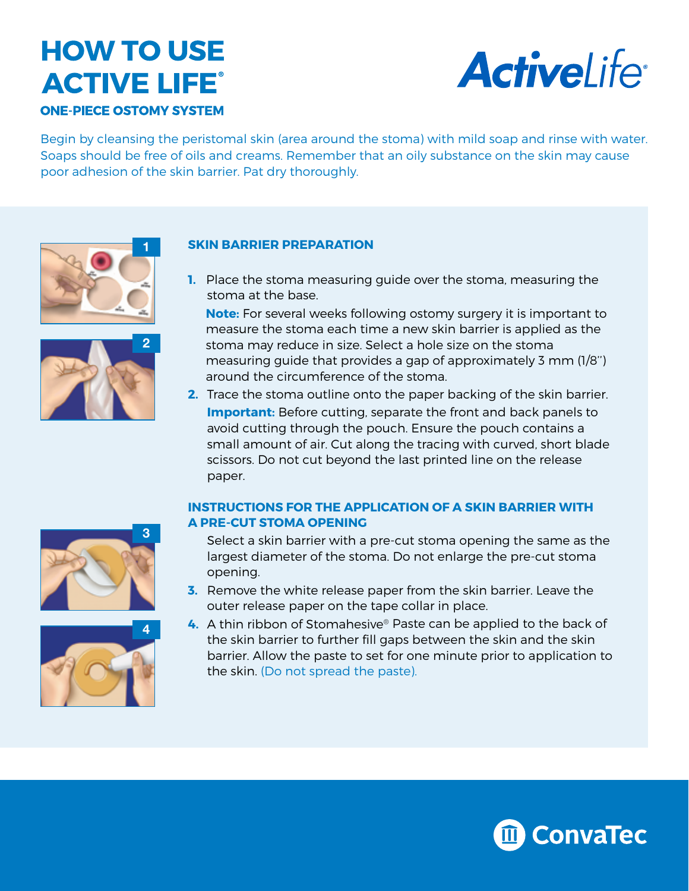# HOW TO USE ACTIVE LIFE®

### ONE-PIECE OSTOMY SYSTEM

ActiveLife®

Begin by cleansing the peristomal skin (area around the stoma) with mild soap and rinse with water. Soaps should be free of oils and creams. Remember that an oily substance on the skin may cause poor adhesion of the skin barrier. Pat dry thoroughly.

## SKIN BARRIER PREPARATION

1. Place the stoma measuring guide over the stoma, measuring the stoma at the base.

   **Note:** For several weeks following ostomy surgery it is important to measure the stoma each time a new skin barrier is applied as the stoma may reduce in size. Select a hole size on the stoma measuring guide that provides a gap of approximately 3 mm (1/8") around the circumference of the stoma.

2. Trace the stoma outline onto the paper backing of the skin barrier.

   **Important:** Before cutting, separate the front and back panels to avoid cutting through the pouch. Ensure the pouch contains a small amount of air. Cut along the tracing with curved, short blade scissors. Do not cut beyond the last printed line on the release paper.

## INSTRUCTIONS FOR THE APPLICATION OF A SKIN BARRIER WITH A PRE-CUT STOMA OPENING

Select a skin barrier with a pre-cut stoma opening the same as the largest diameter of the stoma. Do not enlarge the pre-cut stoma opening.

3. Remove the white release paper from the skin barrier. Leave the outer release paper on the tape collar in place.
4. A thin ribbon of Stomahesive® Paste can be applied to the back of the skin barrier to further fill gaps between the skin and the skin barrier. Allow the paste to set for one minute prior to application to the skin. (Do not spread the paste).

ConvaTec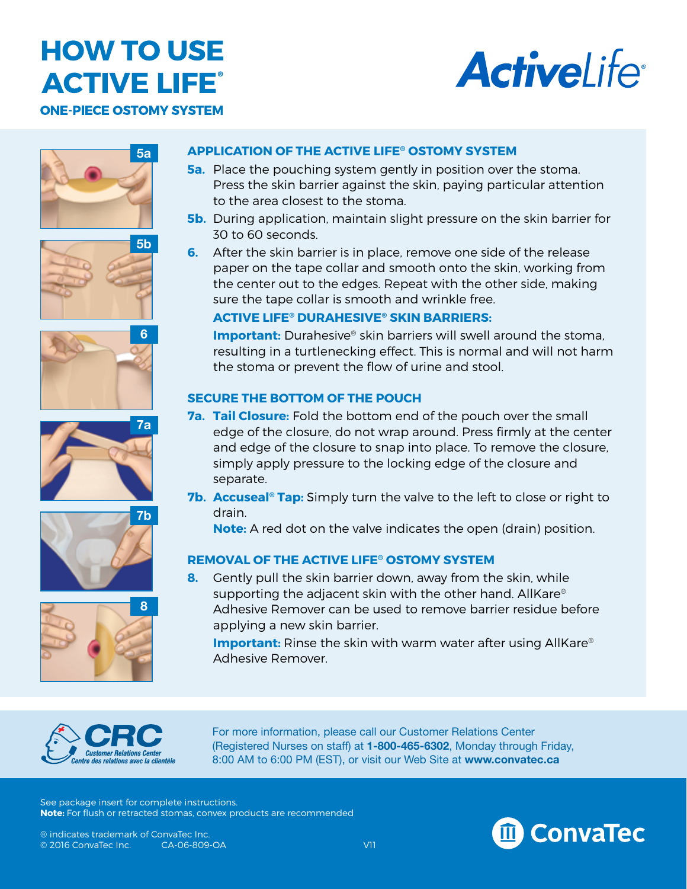# HOW TO USE ACTIVE LIFE®

## ONE-PIECE OSTOMY SYSTEM

ActiveLife®

5a

5b

6

7a

7b

8

### APPLICATION OF THE ACTIVE LIFE® OSTOMY SYSTEM

**5a.** Place the pouching system gently in position over the stoma. Press the skin barrier against the skin, paying particular attention to the area closest to the stoma.

**5b.** During application, maintain slight pressure on the skin barrier for 30 to 60 seconds.

**6.** After the skin barrier is in place, remove one side of the release paper on the tape collar and smooth onto the skin, working from the center out to the edges. Repeat with the other side, making sure the tape collar is smooth and wrinkle free.

**ACTIVE LIFE® DURAHESIVE® SKIN BARRIERS:**

**Important:** Durahesive® skin barriers will swell around the stoma, resulting in a turtlenecking effect. This is normal and will not harm the stoma or prevent the flow of urine and stool.

### SECURE THE BOTTOM OF THE POUCH

**7a. Tail Closure:** Fold the bottom end of the pouch over the small edge of the closure, do not wrap around. Press firmly at the center and edge of the closure to snap into place. To remove the closure, simply apply pressure to the locking edge of the closure and separate.

**7b. Accuseal® Tap:** Simply turn the valve to the left to close or right to drain.

**Note:** A red dot on the valve indicates the open (drain) position.

### REMOVAL OF THE ACTIVE LIFE® OSTOMY SYSTEM

**8.** Gently pull the skin barrier down, away from the skin, while supporting the adjacent skin with the other hand. AllKare® Adhesive Remover can be used to remove barrier residue before applying a new skin barrier.

**Important:** Rinse the skin with warm water after using AllKare® Adhesive Remover.

CRC
Customer Relations Center
Centre des relations avec la clientèle

For more information, please call our Customer Relations Center (Registered Nurses on staff) at **1-800-465-6302**, Monday through Friday, 8:00 AM to 6:00 PM (EST), or visit our Web Site at **www.convatec.ca**

See package insert for complete instructions.
**Note:** For flush or retracted stomas, convex products are recommended

® indicates trademark of ConvaTec Inc.
© 2016 ConvaTec Inc. CA-06-809-OA V11

ConvaTec